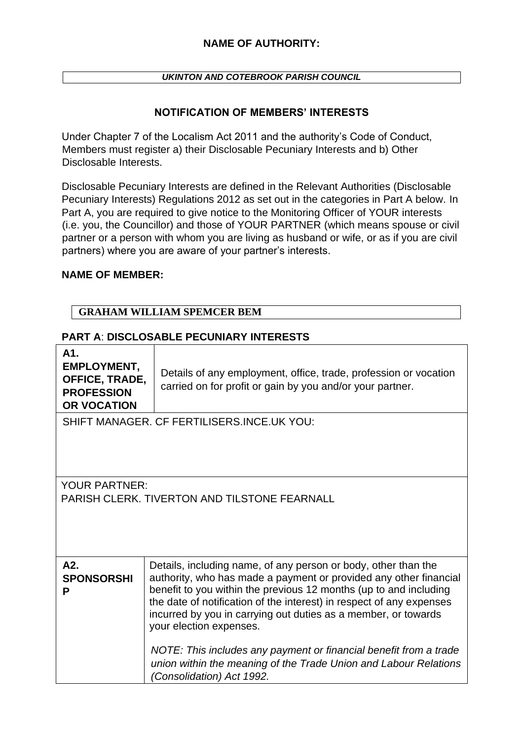**NAME OF AUTHORITY:**

| ***UKINTON AND COTEBROOK PARISH COUNCIL*** |
|---|

**NOTIFICATION OF MEMBERS' INTERESTS**

Under Chapter 7 of the Localism Act 2011 and the authority's Code of Conduct, Members must register a) their Disclosable Pecuniary Interests and b) Other Disclosable Interests.

Disclosable Pecuniary Interests are defined in the Relevant Authorities (Disclosable Pecuniary Interests) Regulations 2012 as set out in the categories in Part A below. In Part A, you are required to give notice to the Monitoring Officer of YOUR interests (i.e. you, the Councillor) and those of YOUR PARTNER (which means spouse or civil partner or a person with whom you are living as husband or wife, or as if you are civil partners) where you are aware of your partner's interests.

**NAME OF MEMBER:**

| **GRAHAM WILLIAM SPEMCER BEM** |
|---|

**PART A**: **DISCLOSABLE PECUNIARY INTERESTS**

| **A1. EMPLOYMENT, OFFICE, TRADE, PROFESSION OR VOCATION** | Details of any employment, office, trade, profession or vocation carried on for profit or gain by you and/or your partner. |
|---|---|
| SHIFT MANAGER. CF FERTILISERS.INCE.UK YOU: | |
| YOUR PARTNER:<br>PARISH CLERK. TIVERTON AND TILSTONE FEARNALL | |
| **A2. SPONSORSHIP** | Details, including name, of any person or body, other than the authority, who has made a payment or provided any other financial benefit to you within the previous 12 months (up to and including the date of notification of the interest) in respect of any expenses incurred by you in carrying out duties as a member, or towards your election expenses.<br><br>*NOTE: This includes any payment or financial benefit from a trade union within the meaning of the Trade Union and Labour Relations (Consolidation) Act 1992.* |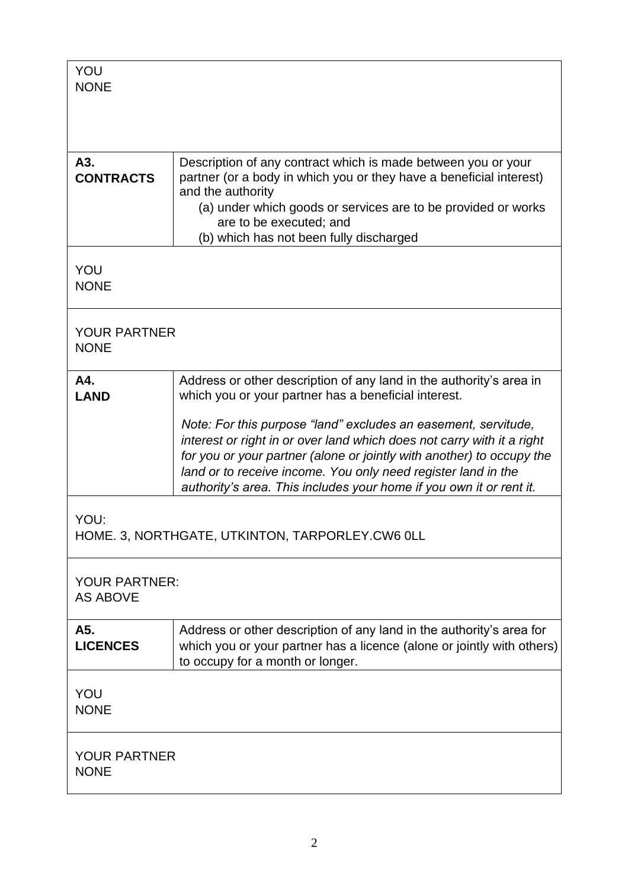| | |
|---|---|
| YOU<br>NONE | |
| **A3.**<br>**CONTRACTS** | Description of any contract which is made between you or your partner (or a body in which you or they have a beneficial interest) and the authority<br>(a) under which goods or services are to be provided or works are to be executed; and<br>(b) which has not been fully discharged |
| YOU<br>NONE | |
| YOUR PARTNER<br>NONE | |
| **A4.**<br>**LAND** | Address or other description of any land in the authority's area in which you or your partner has a beneficial interest.<br><br>*Note: For this purpose "land" excludes an easement, servitude, interest or right in or over land which does not carry with it a right for you or your partner (alone or jointly with another) to occupy the land or to receive income. You only need register land in the authority's area. This includes your home if you own it or rent it.* |
| YOU:<br>HOME. 3, NORTHGATE, UTKINTON, TARPORLEY.CW6 0LL | |
| YOUR PARTNER:<br>AS ABOVE | |
| **A5.**<br>**LICENCES** | Address or other description of any land in the authority's area for which you or your partner has a licence (alone or jointly with others) to occupy for a month or longer. |
| YOU<br>NONE | |
| YOUR PARTNER<br>NONE | |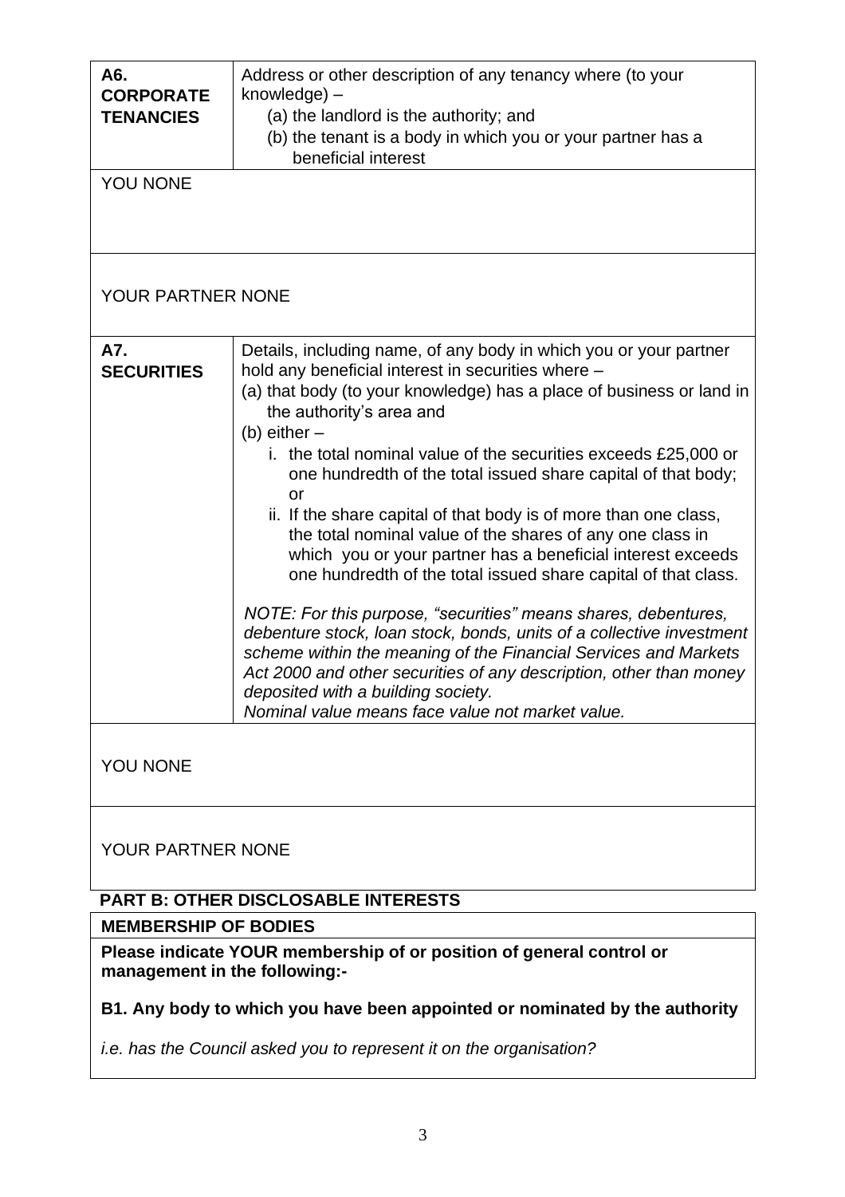| **A6. CORPORATE TENANCIES** | Address or other description of any tenancy where (to your knowledge) –<br>(a) the landlord is the authority; and<br>(b) the tenant is a body in which you or your partner has a beneficial interest |
|---|---|
| YOU NONE | |
| YOUR PARTNER NONE | |

| **A7. SECURITIES** | Details, including name, of any body in which you or your partner hold any beneficial interest in securities where –<br>(a) that body (to your knowledge) has a place of business or land in the authority's area and<br>(b) either –<br>i. the total nominal value of the securities exceeds £25,000 or one hundredth of the total issued share capital of that body; or<br>ii. If the share capital of that body is of more than one class, the total nominal value of the shares of any one class in which you or your partner has a beneficial interest exceeds one hundredth of the total issued share capital of that class.<br><br>*NOTE: For this purpose, "securities" means shares, debentures, debenture stock, loan stock, bonds, units of a collective investment scheme within the meaning of the Financial Services and Markets Act 2000 and other securities of any description, other than money deposited with a building society.*<br>*Nominal value means face value not market value.* |
|---|---|
| YOU NONE | |
| YOUR PARTNER NONE | |

## PART B: OTHER DISCLOSABLE INTERESTS

**MEMBERSHIP OF BODIES**

**Please indicate YOUR membership of or position of general control or management in the following:-**

**B1. Any body to which you have been appointed or nominated by the authority**

*i.e. has the Council asked you to represent it on the organisation?*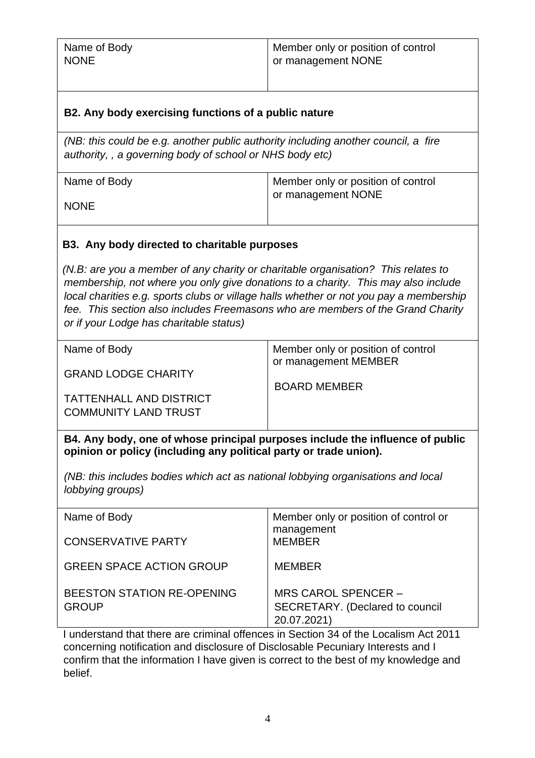| Name of Body | Member only or position of control or management |
|---|---|
| NONE | NONE |

**B2. Any body exercising functions of a public nature**

*(NB: this could be e.g. another public authority including another council, a fire authority, , a governing body of school or NHS body etc)*

| Name of Body | Member only or position of control or management |
|---|---|
| NONE | NONE |

**B3. Any body directed to charitable purposes**

*(N.B: are you a member of any charity or charitable organisation? This relates to membership, not where you only give donations to a charity. This may also include local charities e.g. sports clubs or village halls whether or not you pay a membership fee. This section also includes Freemasons who are members of the Grand Charity or if your Lodge has charitable status)*

| Name of Body | Member only or position of control or management |
|---|---|
| GRAND LODGE CHARITY | MEMBER |
| TATTENHALL AND DISTRICT COMMUNITY LAND TRUST | BOARD MEMBER |

**B4. Any body, one of whose principal purposes include the influence of public opinion or policy (including any political party or trade union).**

*(NB: this includes bodies which act as national lobbying organisations and local lobbying groups)*

| Name of Body | Member only or position of control or management |
|---|---|
| CONSERVATIVE PARTY | MEMBER |
| GREEN SPACE ACTION GROUP | MEMBER |
| BEESTON STATION RE-OPENING GROUP | MRS CAROL SPENCER – SECRETARY. (Declared to council 20.07.2021) |

I understand that there are criminal offences in Section 34 of the Localism Act 2011 concerning notification and disclosure of Disclosable Pecuniary Interests and I confirm that the information I have given is correct to the best of my knowledge and belief.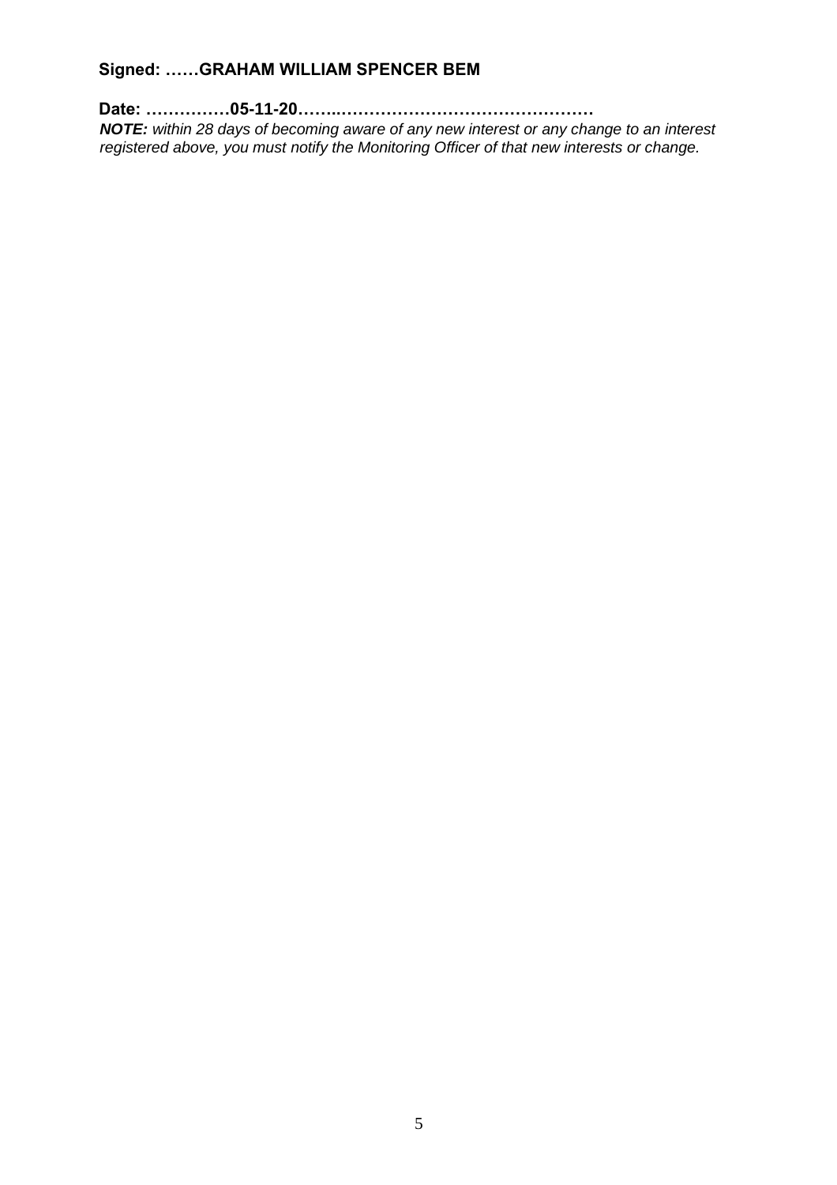**Signed: ……GRAHAM WILLIAM SPENCER BEM**

**Date: ……………05-11-20……..………………………………………**

***NOTE:*** *within 28 days of becoming aware of any new interest or any change to an interest registered above, you must notify the Monitoring Officer of that new interests or change.*